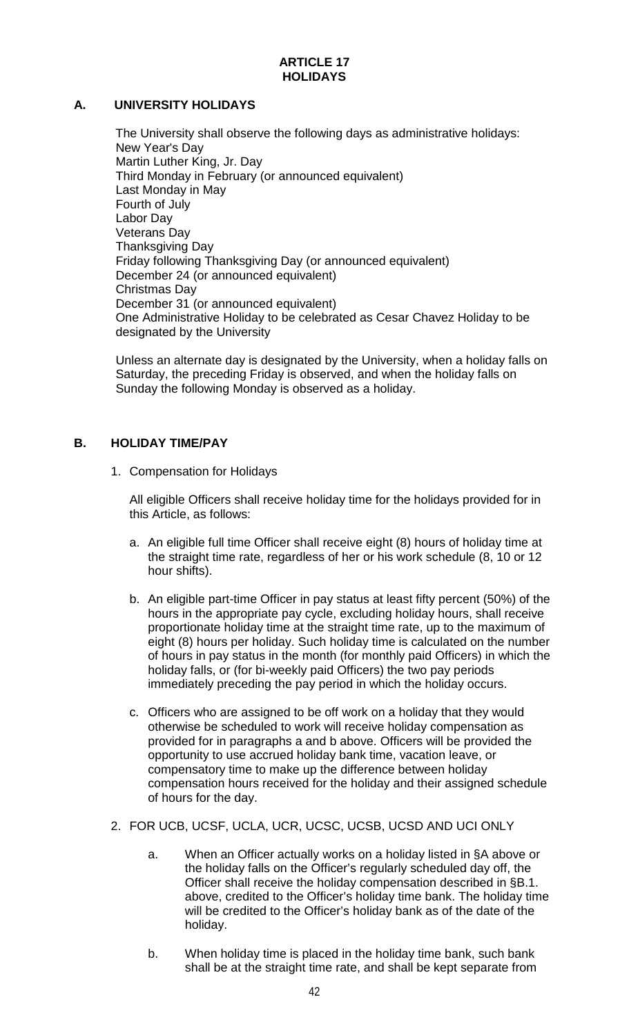# ARTICLE 17
# HOLIDAYS

## A. UNIVERSITY HOLIDAYS

The University shall observe the following days as administrative holidays:
New Year's Day
Martin Luther King, Jr. Day
Third Monday in February (or announced equivalent)
Last Monday in May
Fourth of July
Labor Day
Veterans Day
Thanksgiving Day
Friday following Thanksgiving Day (or announced equivalent)
December 24 (or announced equivalent)
Christmas Day
December 31 (or announced equivalent)
One Administrative Holiday to be celebrated as Cesar Chavez Holiday to be designated by the University

Unless an alternate day is designated by the University, when a holiday falls on Saturday, the preceding Friday is observed, and when the holiday falls on Sunday the following Monday is observed as a holiday.

## B. HOLIDAY TIME/PAY

1. Compensation for Holidays

   All eligible Officers shall receive holiday time for the holidays provided for in this Article, as follows:

   a. An eligible full time Officer shall receive eight (8) hours of holiday time at the straight time rate, regardless of her or his work schedule (8, 10 or 12 hour shifts).

   b. An eligible part-time Officer in pay status at least fifty percent (50%) of the hours in the appropriate pay cycle, excluding holiday hours, shall receive proportionate holiday time at the straight time rate, up to the maximum of eight (8) hours per holiday. Such holiday time is calculated on the number of hours in pay status in the month (for monthly paid Officers) in which the holiday falls, or (for bi-weekly paid Officers) the two pay periods immediately preceding the pay period in which the holiday occurs.

   c. Officers who are assigned to be off work on a holiday that they would otherwise be scheduled to work will receive holiday compensation as provided for in paragraphs a and b above. Officers will be provided the opportunity to use accrued holiday bank time, vacation leave, or compensatory time to make up the difference between holiday compensation hours received for the holiday and their assigned schedule of hours for the day.

2. FOR UCB, UCSF, UCLA, UCR, UCSC, UCSB, UCSD AND UCI ONLY

   a. When an Officer actually works on a holiday listed in §A above or the holiday falls on the Officer's regularly scheduled day off, the Officer shall receive the holiday compensation described in §B.1. above, credited to the Officer's holiday time bank. The holiday time will be credited to the Officer's holiday bank as of the date of the holiday.

   b. When holiday time is placed in the holiday time bank, such bank shall be at the straight time rate, and shall be kept separate from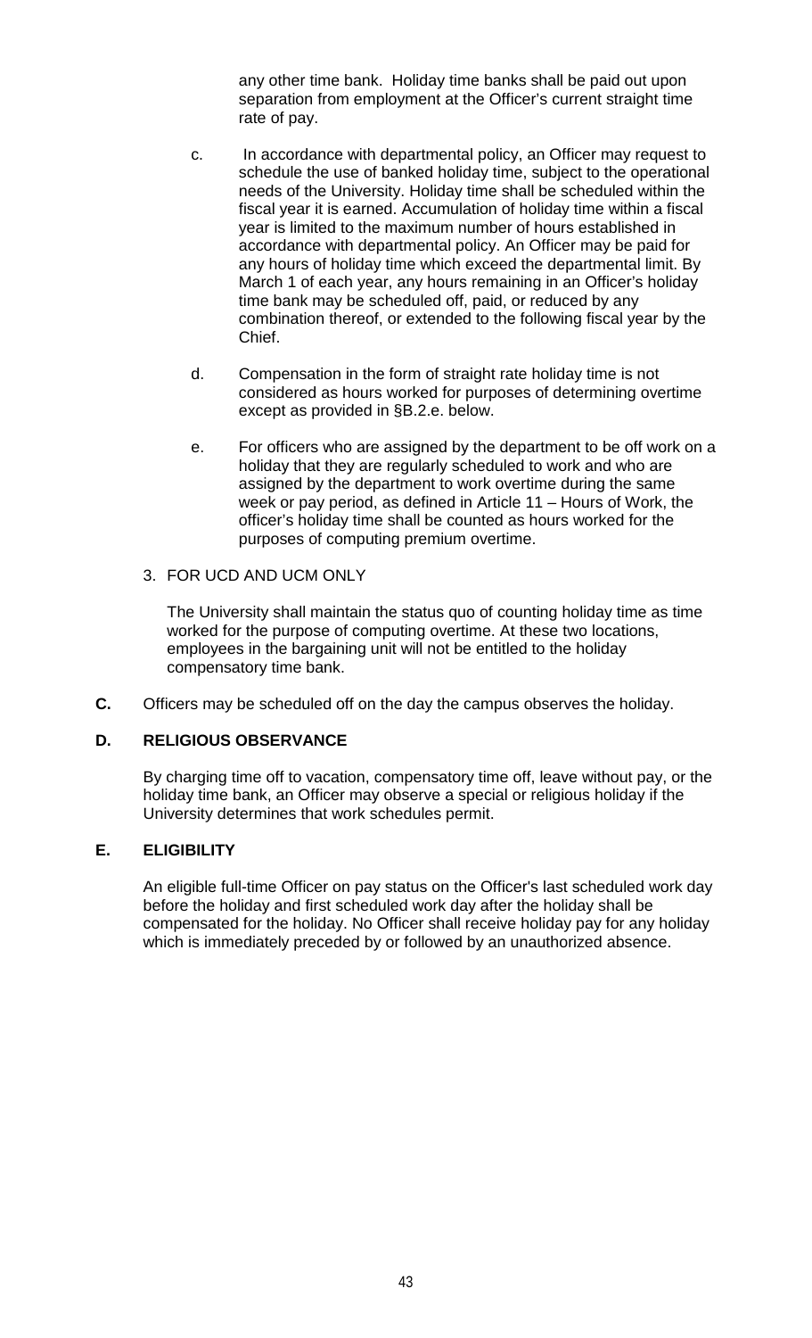any other time bank. Holiday time banks shall be paid out upon separation from employment at the Officer's current straight time rate of pay.

c. In accordance with departmental policy, an Officer may request to schedule the use of banked holiday time, subject to the operational needs of the University. Holiday time shall be scheduled within the fiscal year it is earned. Accumulation of holiday time within a fiscal year is limited to the maximum number of hours established in accordance with departmental policy. An Officer may be paid for any hours of holiday time which exceed the departmental limit. By March 1 of each year, any hours remaining in an Officer's holiday time bank may be scheduled off, paid, or reduced by any combination thereof, or extended to the following fiscal year by the Chief.

d. Compensation in the form of straight rate holiday time is not considered as hours worked for purposes of determining overtime except as provided in §B.2.e. below.

e. For officers who are assigned by the department to be off work on a holiday that they are regularly scheduled to work and who are assigned by the department to work overtime during the same week or pay period, as defined in Article 11 – Hours of Work, the officer's holiday time shall be counted as hours worked for the purposes of computing premium overtime.

3. FOR UCD AND UCM ONLY

The University shall maintain the status quo of counting holiday time as time worked for the purpose of computing overtime. At these two locations, employees in the bargaining unit will not be entitled to the holiday compensatory time bank.

**C.** Officers may be scheduled off on the day the campus observes the holiday.

### D. RELIGIOUS OBSERVANCE

By charging time off to vacation, compensatory time off, leave without pay, or the holiday time bank, an Officer may observe a special or religious holiday if the University determines that work schedules permit.

### E. ELIGIBILITY

An eligible full-time Officer on pay status on the Officer's last scheduled work day before the holiday and first scheduled work day after the holiday shall be compensated for the holiday. No Officer shall receive holiday pay for any holiday which is immediately preceded by or followed by an unauthorized absence.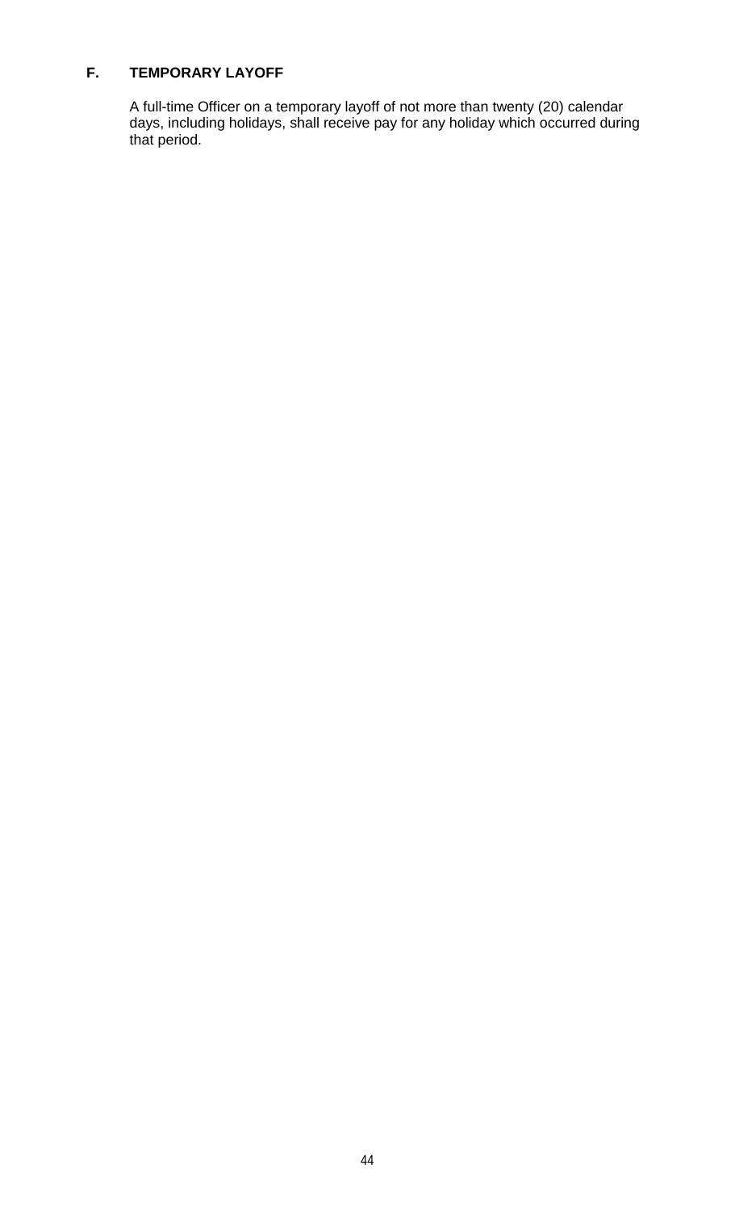### F. TEMPORARY LAYOFF

A full-time Officer on a temporary layoff of not more than twenty (20) calendar days, including holidays, shall receive pay for any holiday which occurred during that period.